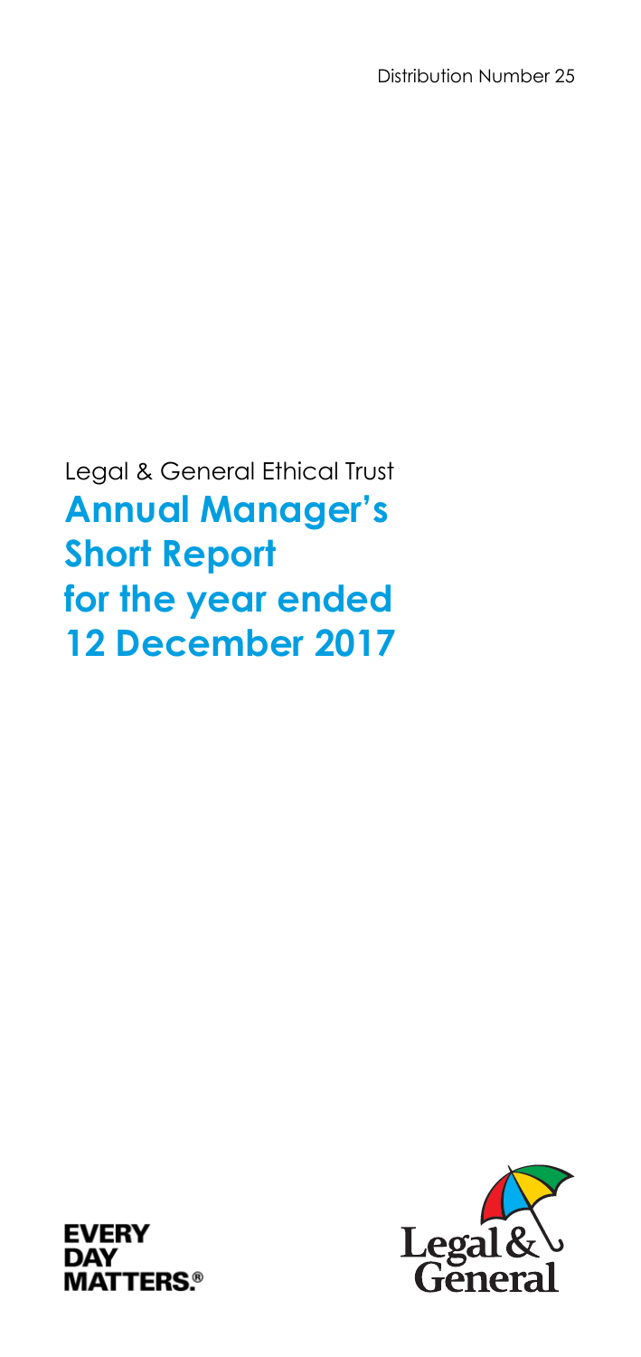Distribution Number 25

Legal & General Ethical Trust

# Annual Manager's Short Report for the year ended 12 December 2017

EVERY DAY MATTERS.®

Legal & General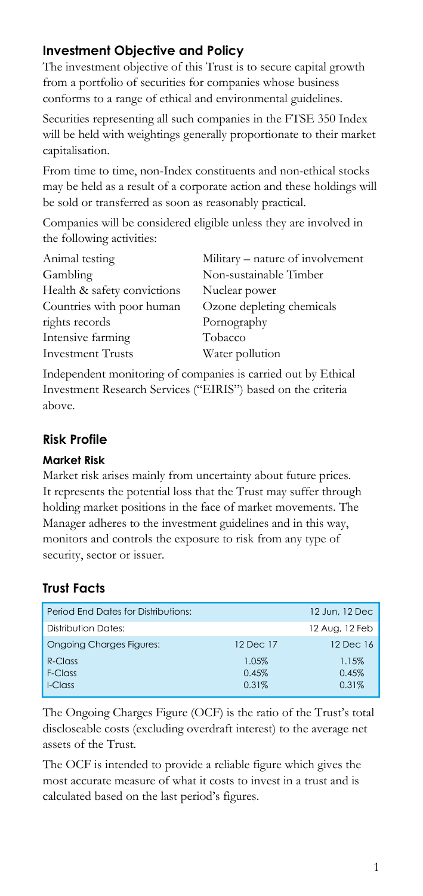## Investment Objective and Policy

The investment objective of this Trust is to secure capital growth from a portfolio of securities for companies whose business conforms to a range of ethical and environmental guidelines.

Securities representing all such companies in the FTSE 350 Index will be held with weightings generally proportionate to their market capitalisation.

From time to time, non-Index constituents and non-ethical stocks may be held as a result of a corporate action and these holdings will be sold or transferred as soon as reasonably practical.

Companies will be considered eligible unless they are involved in the following activities:

- Animal testing
- Gambling
- Health & safety convictions
- Countries with poor human rights records
- Intensive farming
- Investment Trusts
- Military – nature of involvement
- Non-sustainable Timber
- Nuclear power
- Ozone depleting chemicals
- Pornography
- Tobacco
- Water pollution

Independent monitoring of companies is carried out by Ethical Investment Research Services ("EIRIS") based on the criteria above.

## Risk Profile

### Market Risk

Market risk arises mainly from uncertainty about future prices. It represents the potential loss that the Trust may suffer through holding market positions in the face of market movements. The Manager adheres to the investment guidelines and in this way, monitors and controls the exposure to risk from any type of security, sector or issuer.

## Trust Facts

| Period End Dates for Distributions: | | 12 Jun, 12 Dec |
|---|---|---|
| Distribution Dates: | | 12 Aug, 12 Feb |
| Ongoing Charges Figures: | 12 Dec 17 | 12 Dec 16 |
| R-Class | 1.05% | 1.15% |
| F-Class | 0.45% | 0.45% |
| I-Class | 0.31% | 0.31% |

The Ongoing Charges Figure (OCF) is the ratio of the Trust's total discloseable costs (excluding overdraft interest) to the average net assets of the Trust.

The OCF is intended to provide a reliable figure which gives the most accurate measure of what it costs to invest in a trust and is calculated based on the last period's figures.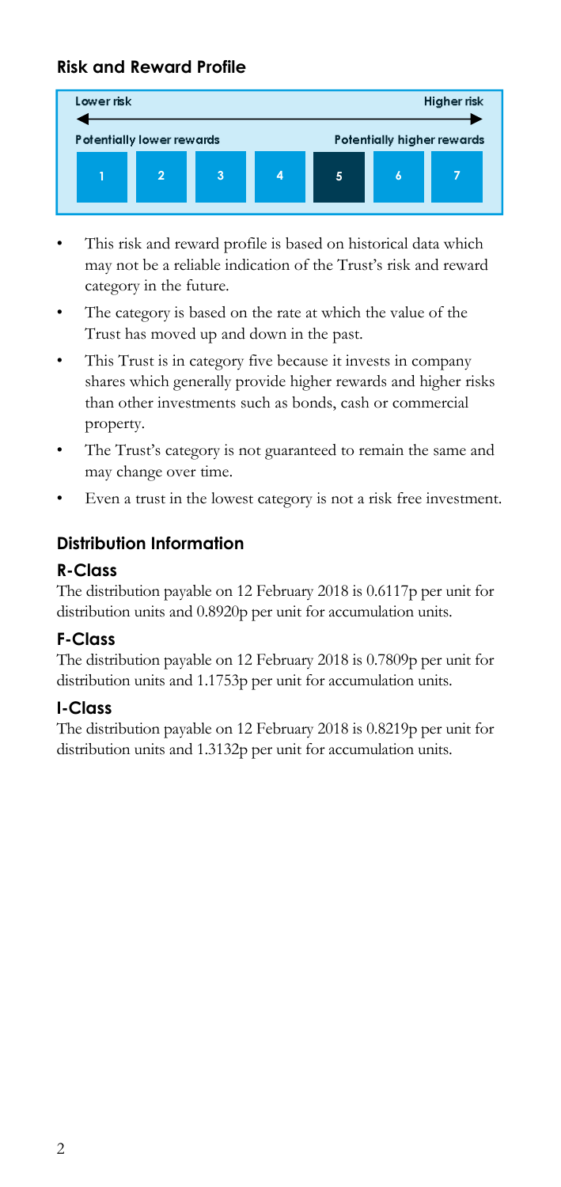## Risk and Reward Profile

| Lower risk | | | | | | Higher risk |
|---|---|---|---|---|---|---|
| Potentially lower rewards | | | | Potentially higher rewards | | |
| 1 | 2 | 3 | 4 | **5** | 6 | 7 |

- This risk and reward profile is based on historical data which may not be a reliable indication of the Trust's risk and reward category in the future.
- The category is based on the rate at which the value of the Trust has moved up and down in the past.
- This Trust is in category five because it invests in company shares which generally provide higher rewards and higher risks than other investments such as bonds, cash or commercial property.
- The Trust's category is not guaranteed to remain the same and may change over time.
- Even a trust in the lowest category is not a risk free investment.

## Distribution Information

### R-Class

The distribution payable on 12 February 2018 is 0.6117p per unit for distribution units and 0.8920p per unit for accumulation units.

### F-Class

The distribution payable on 12 February 2018 is 0.7809p per unit for distribution units and 1.1753p per unit for accumulation units.

### I-Class

The distribution payable on 12 February 2018 is 0.8219p per unit for distribution units and 1.3132p per unit for accumulation units.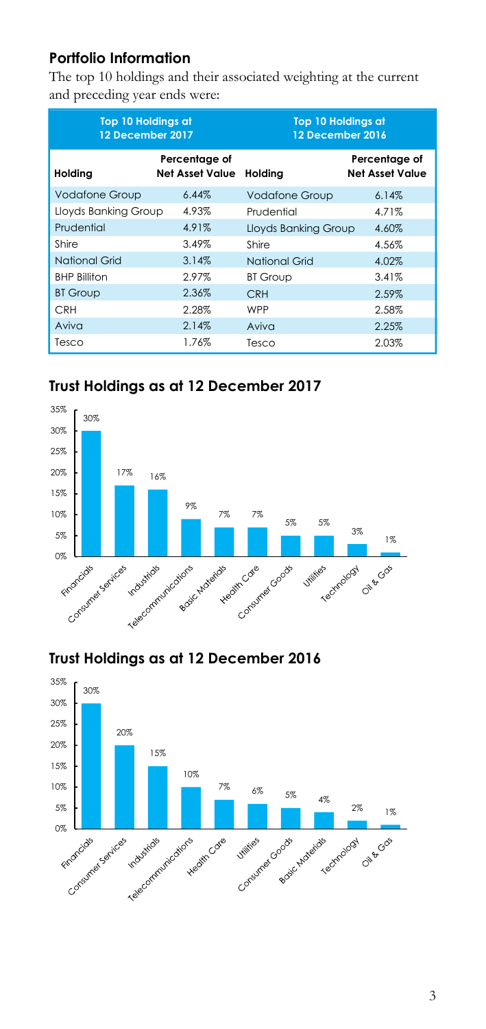## Portfolio Information

The top 10 holdings and their associated weighting at the current and preceding year ends were:

| Top 10 Holdings at 12 December 2017 | | Top 10 Holdings at 12 December 2016 | |
|---|---|---|---|
| **Holding** | **Percentage of Net Asset Value** | **Holding** | **Percentage of Net Asset Value** |
| Vodafone Group | 6.44% | Vodafone Group | 6.14% |
| Lloyds Banking Group | 4.93% | Prudential | 4.71% |
| Prudential | 4.91% | Lloyds Banking Group | 4.60% |
| Shire | 3.49% | Shire | 4.56% |
| National Grid | 3.14% | National Grid | 4.02% |
| BHP Billiton | 2.97% | BT Group | 3.41% |
| BT Group | 2.36% | CRH | 2.59% |
| CRH | 2.28% | WPP | 2.58% |
| Aviva | 2.14% | Aviva | 2.25% |
| Tesco | 1.76% | Tesco | 2.03% |

## Trust Holdings as at 12 December 2017

| Sector | Percentage |
|---|---|
| Financials | 30% |
| Consumer Services | 17% |
| Industrials | 16% |
| Telecommunications | 9% |
| Basic Materials | 7% |
| Health Care | 7% |
| Consumer Goods | 5% |
| Utilities | 5% |
| Technology | 3% |
| Oil & Gas | 1% |

## Trust Holdings as at 12 December 2016

| Sector | Percentage |
|---|---|
| Financials | 30% |
| Consumer Services | 20% |
| Industrials | 15% |
| Telecommunications | 10% |
| Health Care | 7% |
| Utilities | 6% |
| Consumer Goods | 5% |
| Basic Materials | 4% |
| Technology | 2% |
| Oil & Gas | 1% |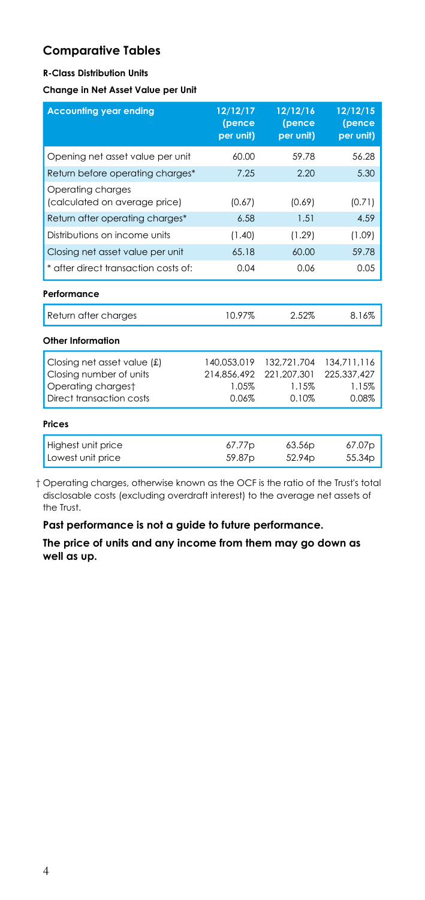## Comparative Tables

**R-Class Distribution Units**

**Change in Net Asset Value per Unit**

| Accounting year ending | 12/12/17 (pence per unit) | 12/12/16 (pence per unit) | 12/12/15 (pence per unit) |
|---|---|---|---|
| Opening net asset value per unit | 60.00 | 59.78 | 56.28 |
| Return before operating charges* | 7.25 | 2.20 | 5.30 |
| Operating charges (calculated on average price) | (0.67) | (0.69) | (0.71) |
| Return after operating charges* | 6.58 | 1.51 | 4.59 |
| Distributions on income units | (1.40) | (1.29) | (1.09) |
| Closing net asset value per unit | 65.18 | 60.00 | 59.78 |
| * after direct transaction costs of: | 0.04 | 0.06 | 0.05 |

**Performance**

| | | | |
|---|---|---|---|
| Return after charges | 10.97% | 2.52% | 8.16% |

**Other Information**

| | | | |
|---|---|---|---|
| Closing net asset value (£) | 140,053,019 | 132,721,704 | 134,711,116 |
| Closing number of units | 214,856,492 | 221,207,301 | 225,337,427 |
| Operating charges† | 1.05% | 1.15% | 1.15% |
| Direct transaction costs | 0.06% | 0.10% | 0.08% |

**Prices**

| | | | |
|---|---|---|---|
| Highest unit price | 67.77p | 63.56p | 67.07p |
| Lowest unit price | 59.87p | 52.94p | 55.34p |

† Operating charges, otherwise known as the OCF is the ratio of the Trust's total disclosable costs (excluding overdraft interest) to the average net assets of the Trust.

**Past performance is not a guide to future performance.**

**The price of units and any income from them may go down as well as up.**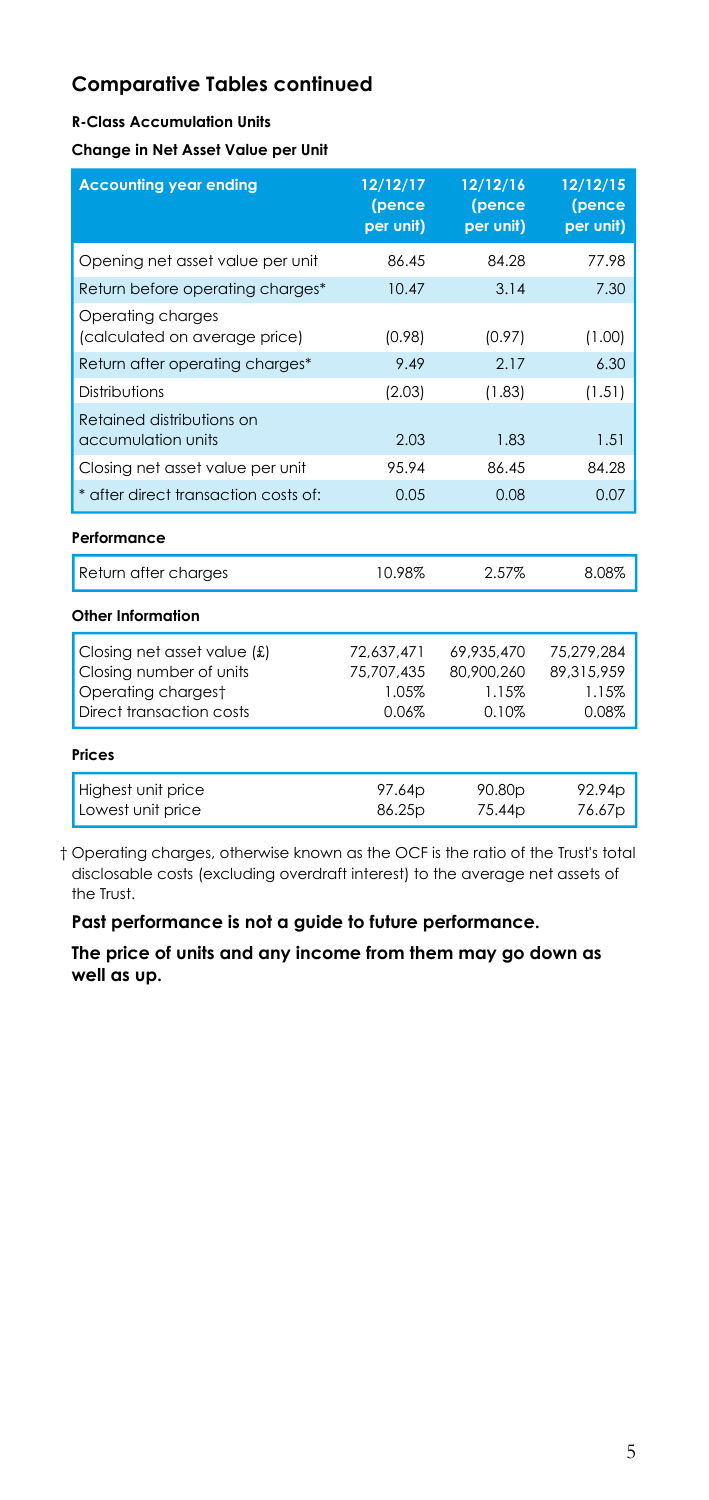## Comparative Tables continued

**R-Class Accumulation Units**

**Change in Net Asset Value per Unit**

| Accounting year ending | 12/12/17 (pence per unit) | 12/12/16 (pence per unit) | 12/12/15 (pence per unit) |
|---|---|---|---|
| Opening net asset value per unit | 86.45 | 84.28 | 77.98 |
| Return before operating charges* | 10.47 | 3.14 | 7.30 |
| Operating charges (calculated on average price) | (0.98) | (0.97) | (1.00) |
| Return after operating charges* | 9.49 | 2.17 | 6.30 |
| Distributions | (2.03) | (1.83) | (1.51) |
| Retained distributions on accumulation units | 2.03 | 1.83 | 1.51 |
| Closing net asset value per unit | 95.94 | 86.45 | 84.28 |
| * after direct transaction costs of: | 0.05 | 0.08 | 0.07 |

**Performance**

| | | | |
|---|---|---|---|
| Return after charges | 10.98% | 2.57% | 8.08% |

**Other Information**

| | | | |
|---|---|---|---|
| Closing net asset value (£) | 72,637,471 | 69,935,470 | 75,279,284 |
| Closing number of units | 75,707,435 | 80,900,260 | 89,315,959 |
| Operating charges† | 1.05% | 1.15% | 1.15% |
| Direct transaction costs | 0.06% | 0.10% | 0.08% |

**Prices**

| | | | |
|---|---|---|---|
| Highest unit price | 97.64p | 90.80p | 92.94p |
| Lowest unit price | 86.25p | 75.44p | 76.67p |

† Operating charges, otherwise known as the OCF is the ratio of the Trust's total disclosable costs (excluding overdraft interest) to the average net assets of the Trust.

**Past performance is not a guide to future performance.**

**The price of units and any income from them may go down as well as up.**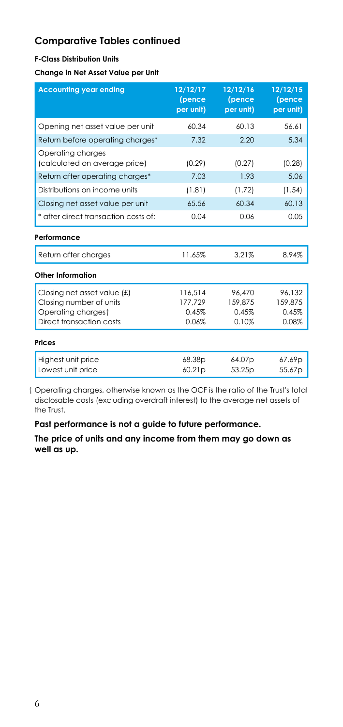## Comparative Tables continued

**F-Class Distribution Units**

**Change in Net Asset Value per Unit**

| Accounting year ending | 12/12/17 (pence per unit) | 12/12/16 (pence per unit) | 12/12/15 (pence per unit) |
|---|---|---|---|
| Opening net asset value per unit | 60.34 | 60.13 | 56.61 |
| Return before operating charges* | 7.32 | 2.20 | 5.34 |
| Operating charges (calculated on average price) | (0.29) | (0.27) | (0.28) |
| Return after operating charges* | 7.03 | 1.93 | 5.06 |
| Distributions on income units | (1.81) | (1.72) | (1.54) |
| Closing net asset value per unit | 65.56 | 60.34 | 60.13 |
| * after direct transaction costs of: | 0.04 | 0.06 | 0.05 |
| **Performance** | | | |
| Return after charges | 11.65% | 3.21% | 8.94% |
| **Other Information** | | | |
| Closing net asset value (£) | 116,514 | 96,470 | 96,132 |
| Closing number of units | 177,729 | 159,875 | 159,875 |
| Operating charges† | 0.45% | 0.45% | 0.45% |
| Direct transaction costs | 0.06% | 0.10% | 0.08% |
| **Prices** | | | |
| Highest unit price | 68.38p | 64.07p | 67.69p |
| Lowest unit price | 60.21p | 53.25p | 55.67p |

† Operating charges, otherwise known as the OCF is the ratio of the Trust's total disclosable costs (excluding overdraft interest) to the average net assets of the Trust.

**Past performance is not a guide to future performance.**

**The price of units and any income from them may go down as well as up.**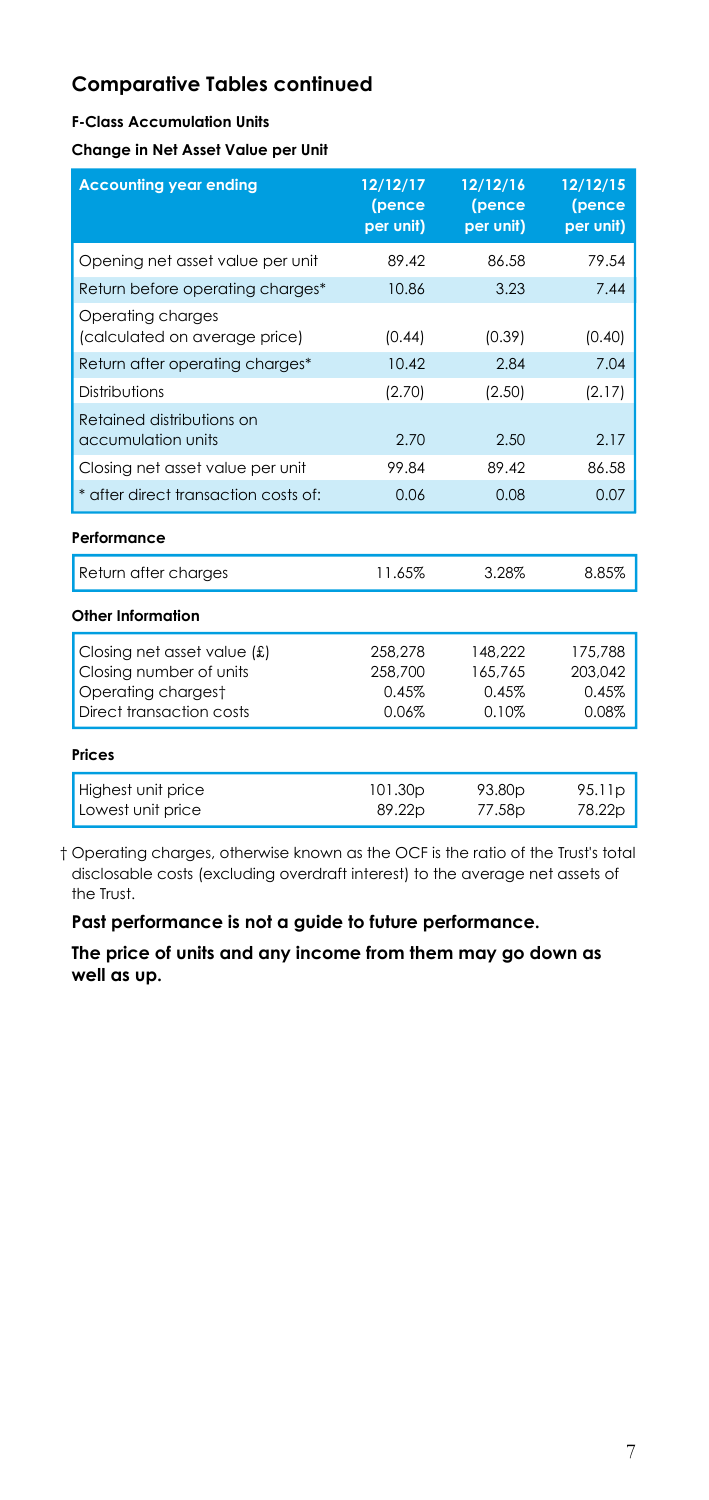## Comparative Tables continued

**F-Class Accumulation Units**

**Change in Net Asset Value per Unit**

| Accounting year ending | 12/12/17 (pence per unit) | 12/12/16 (pence per unit) | 12/12/15 (pence per unit) |
|---|---|---|---|
| Opening net asset value per unit | 89.42 | 86.58 | 79.54 |
| Return before operating charges* | 10.86 | 3.23 | 7.44 |
| Operating charges (calculated on average price) | (0.44) | (0.39) | (0.40) |
| Return after operating charges* | 10.42 | 2.84 | 7.04 |
| Distributions | (2.70) | (2.50) | (2.17) |
| Retained distributions on accumulation units | 2.70 | 2.50 | 2.17 |
| Closing net asset value per unit | 99.84 | 89.42 | 86.58 |
| * after direct transaction costs of: | 0.06 | 0.08 | 0.07 |

**Performance**

| | | | |
|---|---|---|---|
| Return after charges | 11.65% | 3.28% | 8.85% |

**Other Information**

| | | | |
|---|---|---|---|
| Closing net asset value (£) | 258,278 | 148,222 | 175,788 |
| Closing number of units | 258,700 | 165,765 | 203,042 |
| Operating charges† | 0.45% | 0.45% | 0.45% |
| Direct transaction costs | 0.06% | 0.10% | 0.08% |

**Prices**

| | | | |
|---|---|---|---|
| Highest unit price | 101.30p | 93.80p | 95.11p |
| Lowest unit price | 89.22p | 77.58p | 78.22p |

† Operating charges, otherwise known as the OCF is the ratio of the Trust's total disclosable costs (excluding overdraft interest) to the average net assets of the Trust.

**Past performance is not a guide to future performance.**

**The price of units and any income from them may go down as well as up.**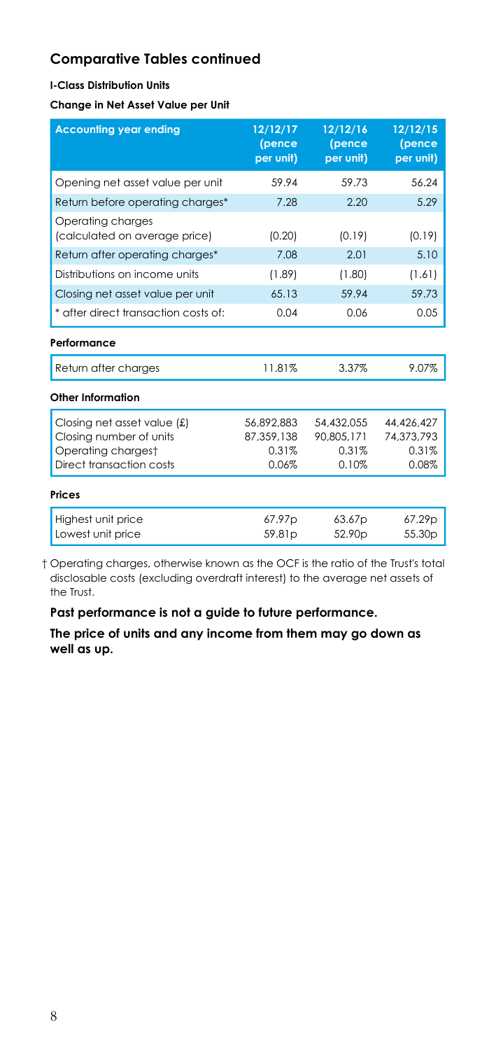## Comparative Tables continued

**I-Class Distribution Units**

**Change in Net Asset Value per Unit**

| Accounting year ending | 12/12/17 (pence per unit) | 12/12/16 (pence per unit) | 12/12/15 (pence per unit) |
|---|---|---|---|
| Opening net asset value per unit | 59.94 | 59.73 | 56.24 |
| Return before operating charges* | 7.28 | 2.20 | 5.29 |
| Operating charges (calculated on average price) | (0.20) | (0.19) | (0.19) |
| Return after operating charges* | 7.08 | 2.01 | 5.10 |
| Distributions on income units | (1.89) | (1.80) | (1.61) |
| Closing net asset value per unit | 65.13 | 59.94 | 59.73 |
| * after direct transaction costs of: | 0.04 | 0.06 | 0.05 |

**Performance**

| | | | |
|---|---|---|---|
| Return after charges | 11.81% | 3.37% | 9.07% |

**Other Information**

| | | | |
|---|---|---|---|
| Closing net asset value (£) | 56,892,883 | 54,432,055 | 44,426,427 |
| Closing number of units | 87,359,138 | 90,805,171 | 74,373,793 |
| Operating charges† | 0.31% | 0.31% | 0.31% |
| Direct transaction costs | 0.06% | 0.10% | 0.08% |

**Prices**

| | | | |
|---|---|---|---|
| Highest unit price | 67.97p | 63.67p | 67.29p |
| Lowest unit price | 59.81p | 52.90p | 55.30p |

† Operating charges, otherwise known as the OCF is the ratio of the Trust's total disclosable costs (excluding overdraft interest) to the average net assets of the Trust.

**Past performance is not a guide to future performance.**

**The price of units and any income from them may go down as well as up.**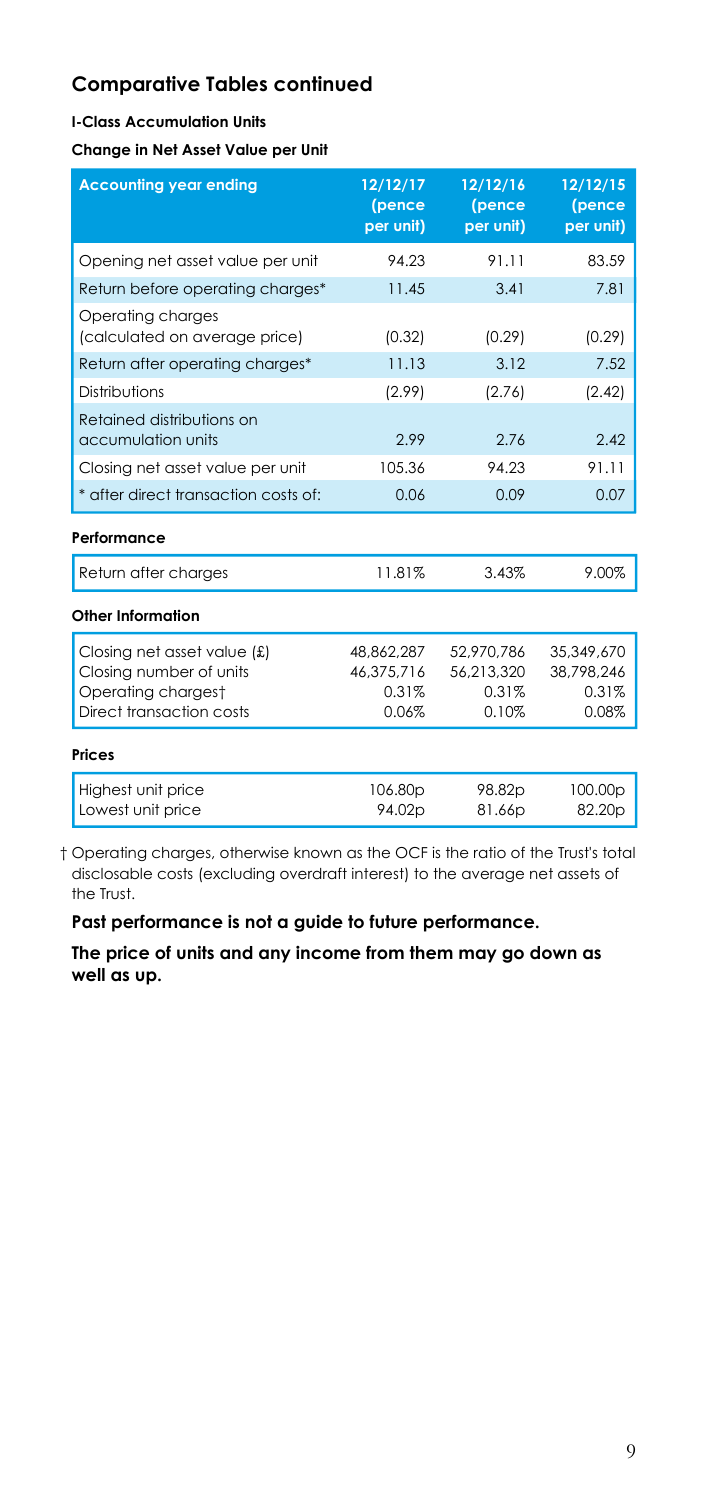## Comparative Tables continued

**I-Class Accumulation Units**

**Change in Net Asset Value per Unit**

| Accounting year ending | 12/12/17 (pence per unit) | 12/12/16 (pence per unit) | 12/12/15 (pence per unit) |
|---|---|---|---|
| Opening net asset value per unit | 94.23 | 91.11 | 83.59 |
| Return before operating charges* | 11.45 | 3.41 | 7.81 |
| Operating charges (calculated on average price) | (0.32) | (0.29) | (0.29) |
| Return after operating charges* | 11.13 | 3.12 | 7.52 |
| Distributions | (2.99) | (2.76) | (2.42) |
| Retained distributions on accumulation units | 2.99 | 2.76 | 2.42 |
| Closing net asset value per unit | 105.36 | 94.23 | 91.11 |
| * after direct transaction costs of: | 0.06 | 0.09 | 0.07 |

**Performance**

| | | | |
|---|---|---|---|
| Return after charges | 11.81% | 3.43% | 9.00% |

**Other Information**

| | | | |
|---|---|---|---|
| Closing net asset value (£) | 48,862,287 | 52,970,786 | 35,349,670 |
| Closing number of units | 46,375,716 | 56,213,320 | 38,798,246 |
| Operating charges† | 0.31% | 0.31% | 0.31% |
| Direct transaction costs | 0.06% | 0.10% | 0.08% |

**Prices**

| | | | |
|---|---|---|---|
| Highest unit price | 106.80p | 98.82p | 100.00p |
| Lowest unit price | 94.02p | 81.66p | 82.20p |

† Operating charges, otherwise known as the OCF is the ratio of the Trust's total disclosable costs (excluding overdraft interest) to the average net assets of the Trust.

**Past performance is not a guide to future performance.**

**The price of units and any income from them may go down as well as up.**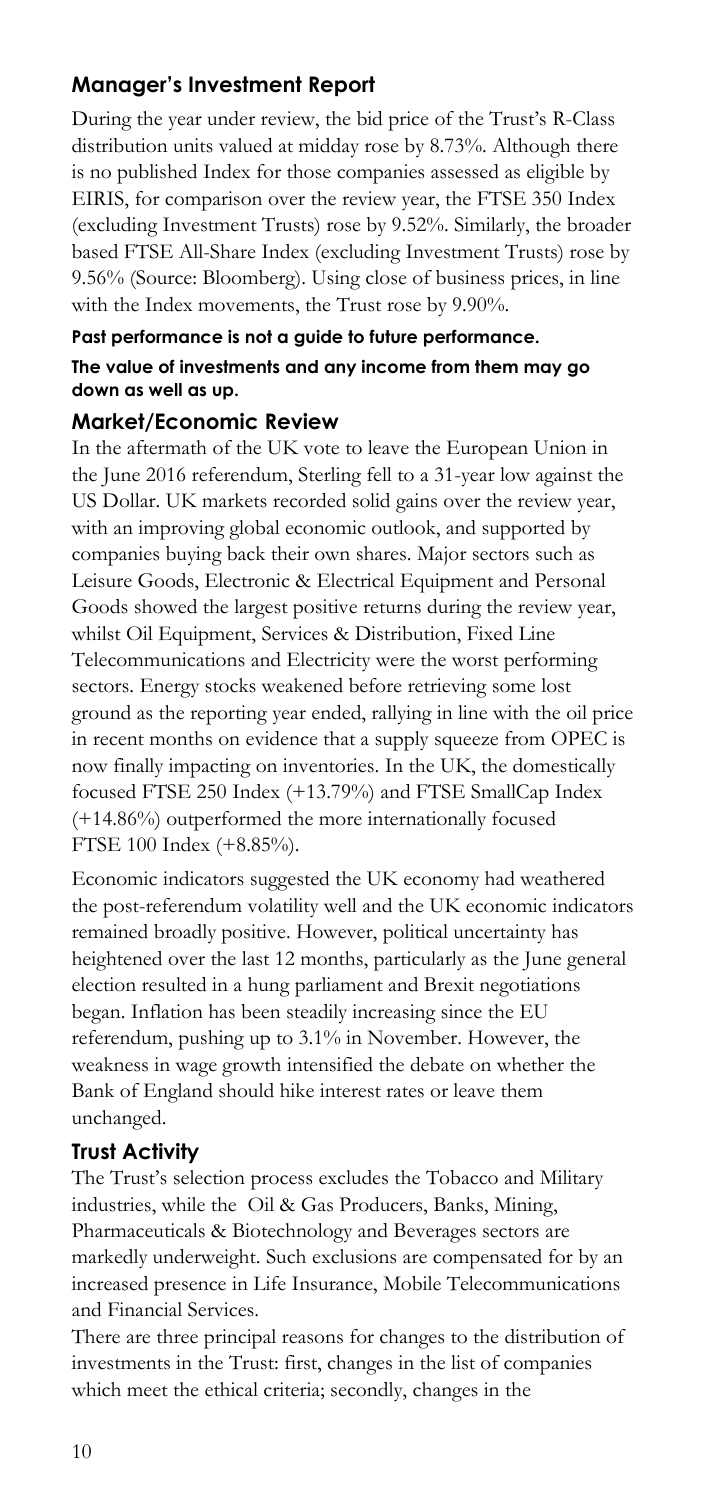## Manager's Investment Report

During the year under review, the bid price of the Trust's R-Class distribution units valued at midday rose by 8.73%. Although there is no published Index for those companies assessed as eligible by EIRIS, for comparison over the review year, the FTSE 350 Index (excluding Investment Trusts) rose by 9.52%. Similarly, the broader based FTSE All-Share Index (excluding Investment Trusts) rose by 9.56% (Source: Bloomberg). Using close of business prices, in line with the Index movements, the Trust rose by 9.90%.

**Past performance is not a guide to future performance.**

**The value of investments and any income from them may go down as well as up.**

### Market/Economic Review

In the aftermath of the UK vote to leave the European Union in the June 2016 referendum, Sterling fell to a 31-year low against the US Dollar. UK markets recorded solid gains over the review year, with an improving global economic outlook, and supported by companies buying back their own shares. Major sectors such as Leisure Goods, Electronic & Electrical Equipment and Personal Goods showed the largest positive returns during the review year, whilst Oil Equipment, Services & Distribution, Fixed Line Telecommunications and Electricity were the worst performing sectors. Energy stocks weakened before retrieving some lost ground as the reporting year ended, rallying in line with the oil price in recent months on evidence that a supply squeeze from OPEC is now finally impacting on inventories. In the UK, the domestically focused FTSE 250 Index (+13.79%) and FTSE SmallCap Index (+14.86%) outperformed the more internationally focused FTSE 100 Index (+8.85%).

Economic indicators suggested the UK economy had weathered the post-referendum volatility well and the UK economic indicators remained broadly positive. However, political uncertainty has heightened over the last 12 months, particularly as the June general election resulted in a hung parliament and Brexit negotiations began. Inflation has been steadily increasing since the EU referendum, pushing up to 3.1% in November. However, the weakness in wage growth intensified the debate on whether the Bank of England should hike interest rates or leave them unchanged.

### Trust Activity

The Trust's selection process excludes the Tobacco and Military industries, while the Oil & Gas Producers, Banks, Mining, Pharmaceuticals & Biotechnology and Beverages sectors are markedly underweight. Such exclusions are compensated for by an increased presence in Life Insurance, Mobile Telecommunications and Financial Services.

There are three principal reasons for changes to the distribution of investments in the Trust: first, changes in the list of companies which meet the ethical criteria; secondly, changes in the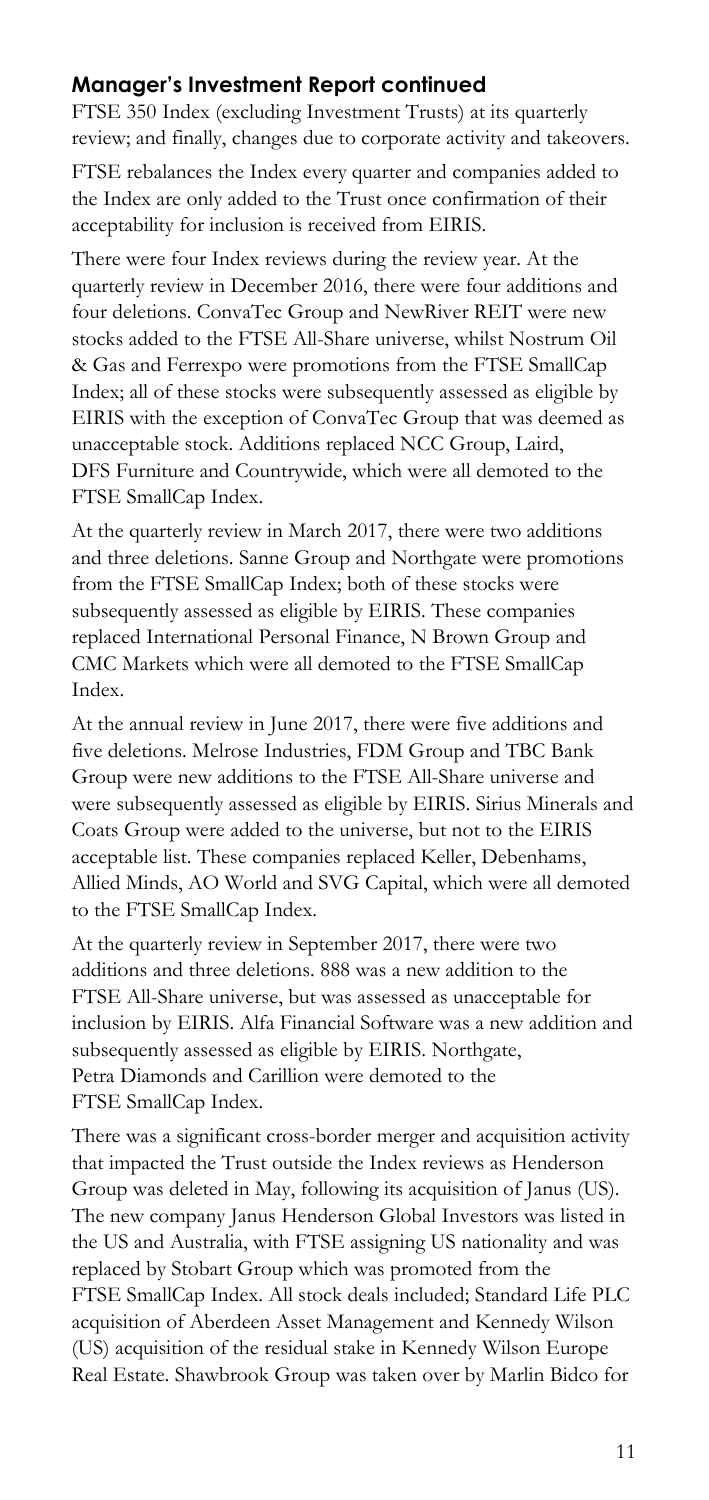## Manager's Investment Report continued

FTSE 350 Index (excluding Investment Trusts) at its quarterly review; and finally, changes due to corporate activity and takeovers.

FTSE rebalances the Index every quarter and companies added to the Index are only added to the Trust once confirmation of their acceptability for inclusion is received from EIRIS.

There were four Index reviews during the review year. At the quarterly review in December 2016, there were four additions and four deletions. ConvaTec Group and NewRiver REIT were new stocks added to the FTSE All-Share universe, whilst Nostrum Oil & Gas and Ferrexpo were promotions from the FTSE SmallCap Index; all of these stocks were subsequently assessed as eligible by EIRIS with the exception of ConvaTec Group that was deemed as unacceptable stock. Additions replaced NCC Group, Laird, DFS Furniture and Countrywide, which were all demoted to the FTSE SmallCap Index.

At the quarterly review in March 2017, there were two additions and three deletions. Sanne Group and Northgate were promotions from the FTSE SmallCap Index; both of these stocks were subsequently assessed as eligible by EIRIS. These companies replaced International Personal Finance, N Brown Group and CMC Markets which were all demoted to the FTSE SmallCap Index.

At the annual review in June 2017, there were five additions and five deletions. Melrose Industries, FDM Group and TBC Bank Group were new additions to the FTSE All-Share universe and were subsequently assessed as eligible by EIRIS. Sirius Minerals and Coats Group were added to the universe, but not to the EIRIS acceptable list. These companies replaced Keller, Debenhams, Allied Minds, AO World and SVG Capital, which were all demoted to the FTSE SmallCap Index.

At the quarterly review in September 2017, there were two additions and three deletions. 888 was a new addition to the FTSE All-Share universe, but was assessed as unacceptable for inclusion by EIRIS. Alfa Financial Software was a new addition and subsequently assessed as eligible by EIRIS. Northgate, Petra Diamonds and Carillion were demoted to the FTSE SmallCap Index.

There was a significant cross-border merger and acquisition activity that impacted the Trust outside the Index reviews as Henderson Group was deleted in May, following its acquisition of Janus (US). The new company Janus Henderson Global Investors was listed in the US and Australia, with FTSE assigning US nationality and was replaced by Stobart Group which was promoted from the FTSE SmallCap Index. All stock deals included; Standard Life PLC acquisition of Aberdeen Asset Management and Kennedy Wilson (US) acquisition of the residual stake in Kennedy Wilson Europe Real Estate. Shawbrook Group was taken over by Marlin Bidco for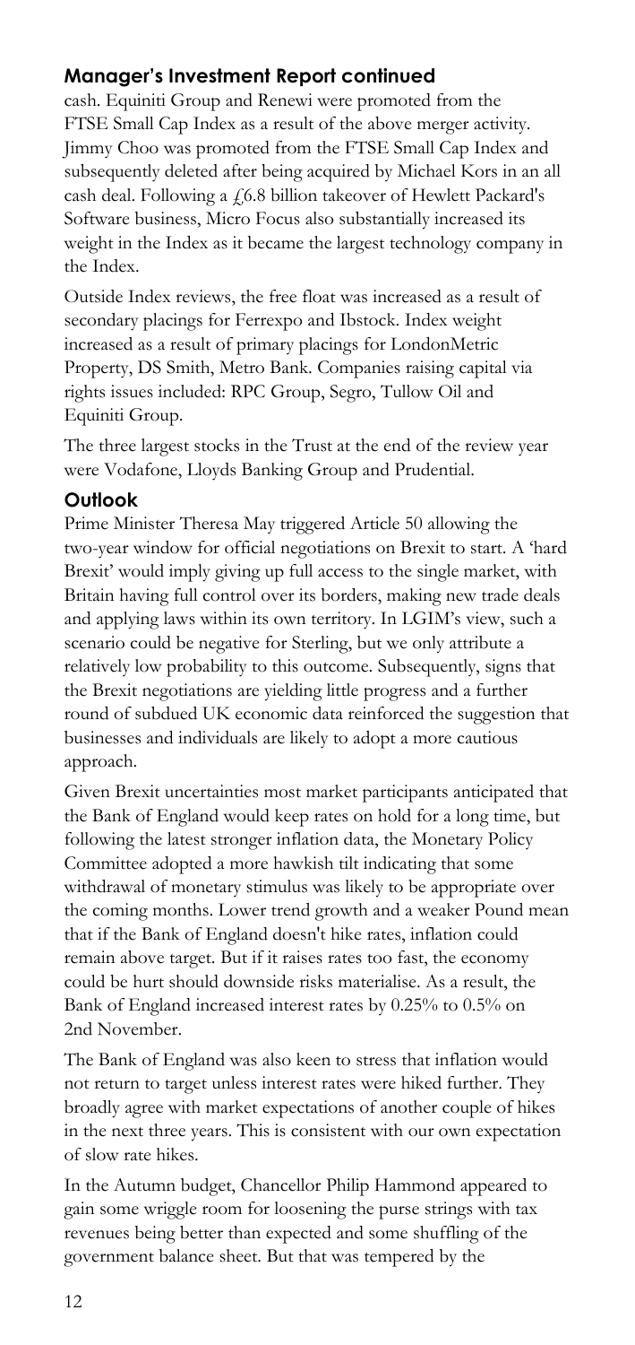## Manager's Investment Report continued

cash. Equiniti Group and Renewi were promoted from the FTSE Small Cap Index as a result of the above merger activity. Jimmy Choo was promoted from the FTSE Small Cap Index and subsequently deleted after being acquired by Michael Kors in an all cash deal. Following a £6.8 billion takeover of Hewlett Packard's Software business, Micro Focus also substantially increased its weight in the Index as it became the largest technology company in the Index.

Outside Index reviews, the free float was increased as a result of secondary placings for Ferrexpo and Ibstock. Index weight increased as a result of primary placings for LondonMetric Property, DS Smith, Metro Bank. Companies raising capital via rights issues included: RPC Group, Segro, Tullow Oil and Equiniti Group.

The three largest stocks in the Trust at the end of the review year were Vodafone, Lloyds Banking Group and Prudential.

### Outlook

Prime Minister Theresa May triggered Article 50 allowing the two-year window for official negotiations on Brexit to start. A 'hard Brexit' would imply giving up full access to the single market, with Britain having full control over its borders, making new trade deals and applying laws within its own territory. In LGIM's view, such a scenario could be negative for Sterling, but we only attribute a relatively low probability to this outcome. Subsequently, signs that the Brexit negotiations are yielding little progress and a further round of subdued UK economic data reinforced the suggestion that businesses and individuals are likely to adopt a more cautious approach.

Given Brexit uncertainties most market participants anticipated that the Bank of England would keep rates on hold for a long time, but following the latest stronger inflation data, the Monetary Policy Committee adopted a more hawkish tilt indicating that some withdrawal of monetary stimulus was likely to be appropriate over the coming months. Lower trend growth and a weaker Pound mean that if the Bank of England doesn't hike rates, inflation could remain above target. But if it raises rates too fast, the economy could be hurt should downside risks materialise. As a result, the Bank of England increased interest rates by 0.25% to 0.5% on 2nd November.

The Bank of England was also keen to stress that inflation would not return to target unless interest rates were hiked further. They broadly agree with market expectations of another couple of hikes in the next three years. This is consistent with our own expectation of slow rate hikes.

In the Autumn budget, Chancellor Philip Hammond appeared to gain some wriggle room for loosening the purse strings with tax revenues being better than expected and some shuffling of the government balance sheet. But that was tempered by the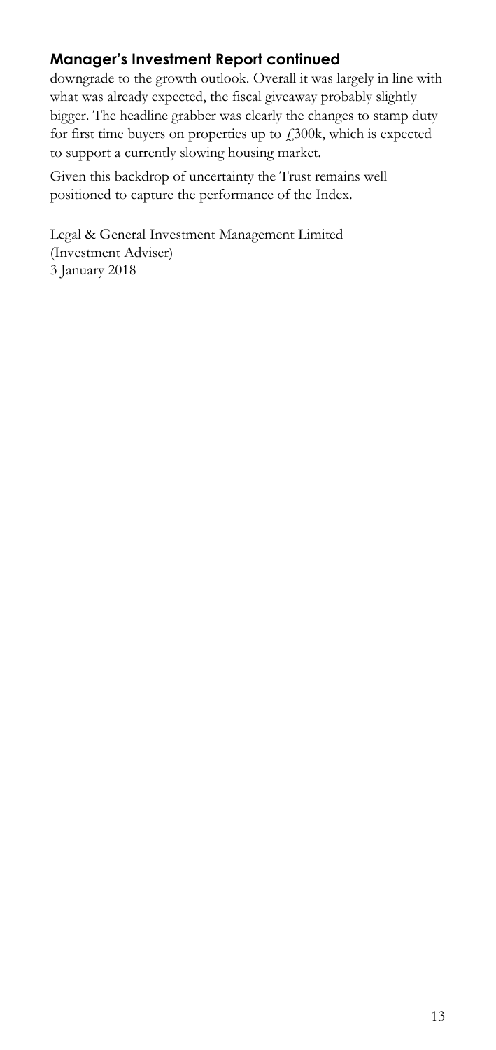## Manager's Investment Report continued

downgrade to the growth outlook. Overall it was largely in line with what was already expected, the fiscal giveaway probably slightly bigger. The headline grabber was clearly the changes to stamp duty for first time buyers on properties up to £300k, which is expected to support a currently slowing housing market.

Given this backdrop of uncertainty the Trust remains well positioned to capture the performance of the Index.

Legal & General Investment Management Limited
(Investment Adviser)
3 January 2018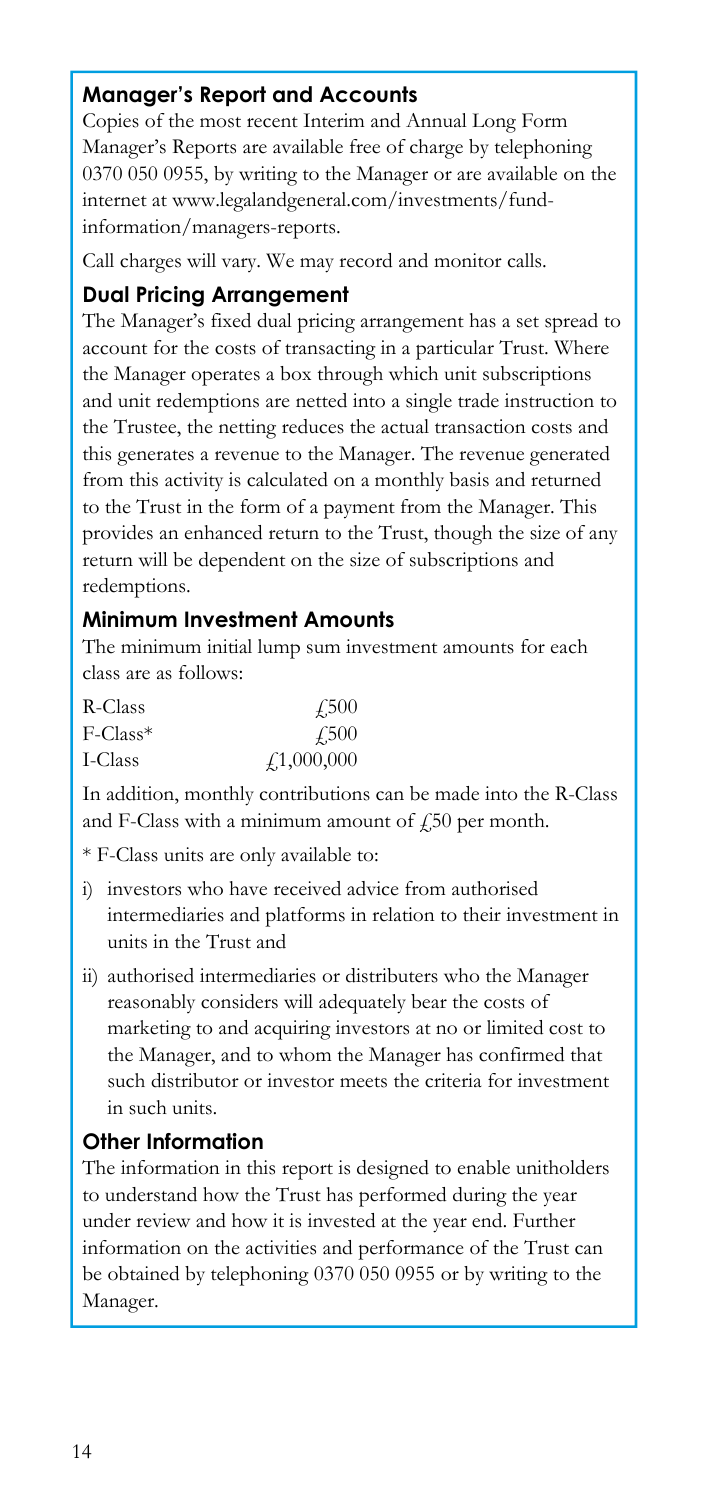## Manager's Report and Accounts

Copies of the most recent Interim and Annual Long Form Manager's Reports are available free of charge by telephoning 0370 050 0955, by writing to the Manager or are available on the internet at www.legalandgeneral.com/investments/fund-information/managers-reports.

Call charges will vary. We may record and monitor calls.

## Dual Pricing Arrangement

The Manager's fixed dual pricing arrangement has a set spread to account for the costs of transacting in a particular Trust. Where the Manager operates a box through which unit subscriptions and unit redemptions are netted into a single trade instruction to the Trustee, the netting reduces the actual transaction costs and this generates a revenue to the Manager. The revenue generated from this activity is calculated on a monthly basis and returned to the Trust in the form of a payment from the Manager. This provides an enhanced return to the Trust, though the size of any return will be dependent on the size of subscriptions and redemptions.

## Minimum Investment Amounts

The minimum initial lump sum investment amounts for each class are as follows:

| | |
|---|---|
| R-Class | £500 |
| F-Class* | £500 |
| I-Class | £1,000,000 |

In addition, monthly contributions can be made into the R-Class and F-Class with a minimum amount of £50 per month.

* F-Class units are only available to:

i) investors who have received advice from authorised intermediaries and platforms in relation to their investment in units in the Trust and

ii) authorised intermediaries or distributers who the Manager reasonably considers will adequately bear the costs of marketing to and acquiring investors at no or limited cost to the Manager, and to whom the Manager has confirmed that such distributor or investor meets the criteria for investment in such units.

## Other Information

The information in this report is designed to enable unitholders to understand how the Trust has performed during the year under review and how it is invested at the year end. Further information on the activities and performance of the Trust can be obtained by telephoning 0370 050 0955 or by writing to the Manager.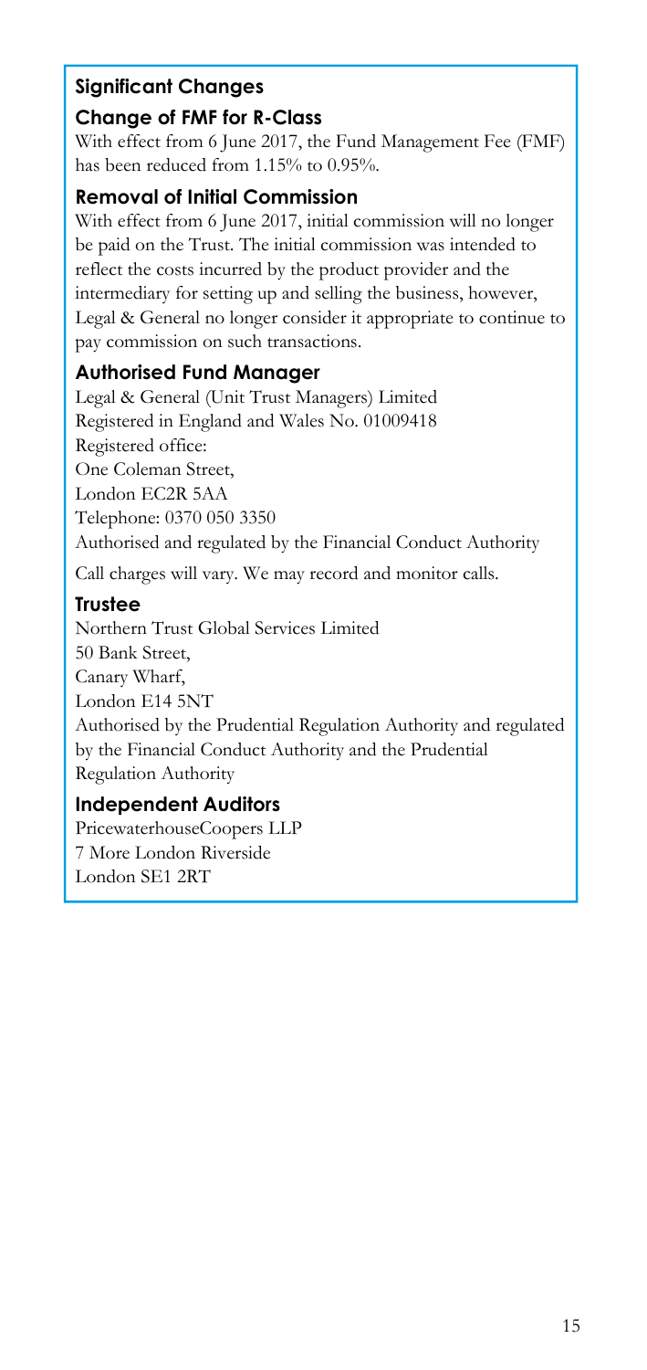## Significant Changes

### Change of FMF for R-Class

With effect from 6 June 2017, the Fund Management Fee (FMF) has been reduced from 1.15% to 0.95%.

### Removal of Initial Commission

With effect from 6 June 2017, initial commission will no longer be paid on the Trust. The initial commission was intended to reflect the costs incurred by the product provider and the intermediary for setting up and selling the business, however, Legal & General no longer consider it appropriate to continue to pay commission on such transactions.

### Authorised Fund Manager

Legal & General (Unit Trust Managers) Limited
Registered in England and Wales No. 01009418
Registered office:
One Coleman Street,
London EC2R 5AA
Telephone: 0370 050 3350
Authorised and regulated by the Financial Conduct Authority

Call charges will vary. We may record and monitor calls.

### Trustee

Northern Trust Global Services Limited
50 Bank Street,
Canary Wharf,
London E14 5NT
Authorised by the Prudential Regulation Authority and regulated by the Financial Conduct Authority and the Prudential Regulation Authority

### Independent Auditors

PricewaterhouseCoopers LLP
7 More London Riverside
London SE1 2RT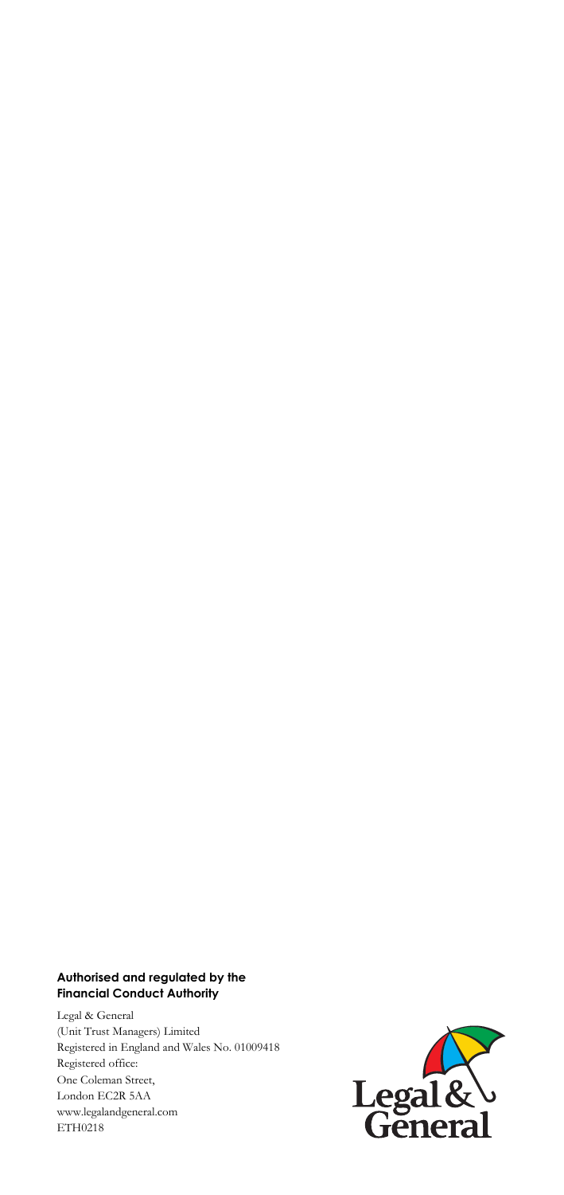**Authorised and regulated by the Financial Conduct Authority**

Legal & General
(Unit Trust Managers) Limited
Registered in England and Wales No. 01009418
Registered office:
One Coleman Street,
London EC2R 5AA
www.legalandgeneral.com
ETH0218